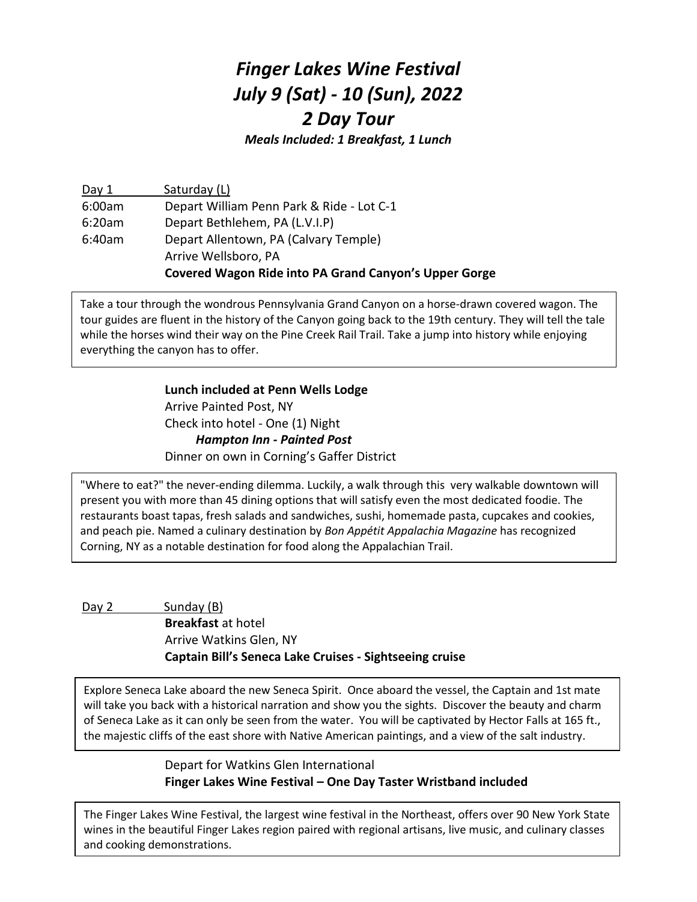# *Finger Lakes Wine Festival*
# *July 9 (Sat) - 10 (Sun), 2022*
# *2 Day Tour*

***Meals Included: 1 Breakfast, 1 Lunch***

Day 1 Saturday (L)

6:00am Depart William Penn Park & Ride - Lot C-1

6:20am Depart Bethlehem, PA (L.V.I.P)

6:40am Depart Allentown, PA (Calvary Temple)

Arrive Wellsboro, PA

**Covered Wagon Ride into PA Grand Canyon's Upper Gorge**

Take a tour through the wondrous Pennsylvania Grand Canyon on a horse-drawn covered wagon. The tour guides are fluent in the history of the Canyon going back to the 19th century. They will tell the tale while the horses wind their way on the Pine Creek Rail Trail. Take a jump into history while enjoying everything the canyon has to offer.

**Lunch included at Penn Wells Lodge**

Arrive Painted Post, NY

Check into hotel - One (1) Night

***Hampton Inn - Painted Post***

Dinner on own in Corning's Gaffer District

"Where to eat?" the never-ending dilemma. Luckily, a walk through this very walkable downtown will present you with more than 45 dining options that will satisfy even the most dedicated foodie. The restaurants boast tapas, fresh salads and sandwiches, sushi, homemade pasta, cupcakes and cookies, and peach pie. Named a culinary destination by *Bon Appétit Appalachia Magazine* has recognized Corning, NY as a notable destination for food along the Appalachian Trail.

Day 2 Sunday (B)

**Breakfast** at hotel

Arrive Watkins Glen, NY

**Captain Bill's Seneca Lake Cruises - Sightseeing cruise**

Explore Seneca Lake aboard the new Seneca Spirit. Once aboard the vessel, the Captain and 1st mate will take you back with a historical narration and show you the sights. Discover the beauty and charm of Seneca Lake as it can only be seen from the water. You will be captivated by Hector Falls at 165 ft., the majestic cliffs of the east shore with Native American paintings, and a view of the salt industry.

Depart for Watkins Glen International

**Finger Lakes Wine Festival – One Day Taster Wristband included**

The Finger Lakes Wine Festival, the largest wine festival in the Northeast, offers over 90 New York State wines in the beautiful Finger Lakes region paired with regional artisans, live music, and culinary classes and cooking demonstrations.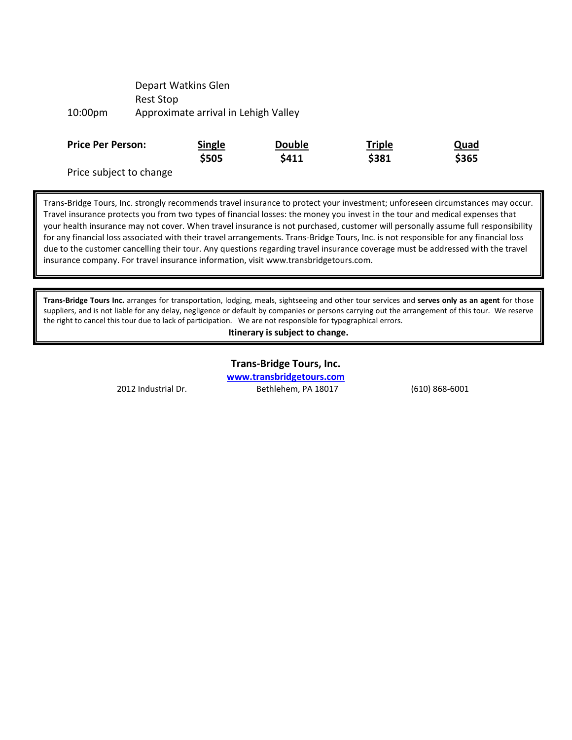| | |
|---|---|
| | Depart Watkins Glen |
| | Rest Stop |
| 10:00pm | Approximate arrival in Lehigh Valley |

| **Price Per Person:** | **Single** | **Double** | **Triple** | **Quad** |
|---|---|---|---|---|
| | **$505** | **$411** | **$381** | **$365** |

Price subject to change

Trans-Bridge Tours, Inc. strongly recommends travel insurance to protect your investment; unforeseen circumstances may occur. Travel insurance protects you from two types of financial losses: the money you invest in the tour and medical expenses that your health insurance may not cover. When travel insurance is not purchased, customer will personally assume full responsibility for any financial loss associated with their travel arrangements. Trans-Bridge Tours, Inc. is not responsible for any financial loss due to the customer cancelling their tour. Any questions regarding travel insurance coverage must be addressed with the travel insurance company. For travel insurance information, visit www.transbridgetours.com.

**Trans-Bridge Tours Inc.** arranges for transportation, lodging, meals, sightseeing and other tour services and **serves only as an agent** for those suppliers, and is not liable for any delay, negligence or default by companies or persons carrying out the arrangement of this tour. We reserve the right to cancel this tour due to lack of participation. We are not responsible for typographical errors.

**Itinerary is subject to change.**

**Trans-Bridge Tours, Inc.**

**www.transbridgetours.com**

2012 Industrial Dr. Bethlehem, PA 18017 (610) 868-6001